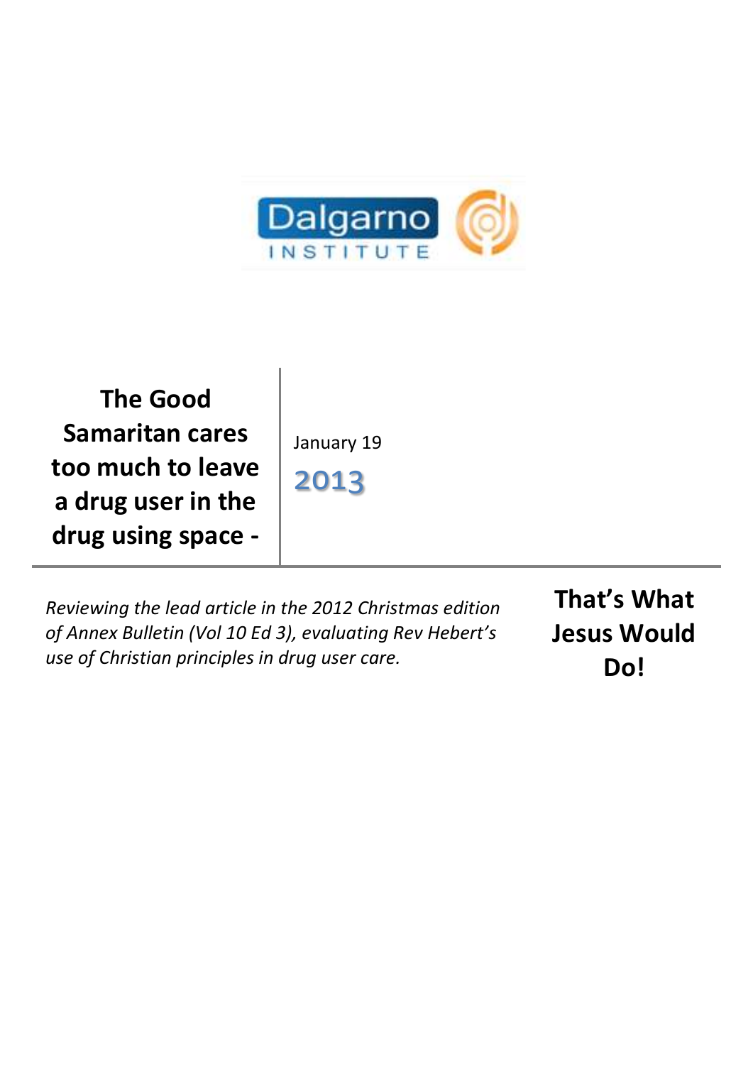Dalgarno INSTITUTE

# The Good Samaritan cares too much to leave a drug user in the drug using space -

January 19

2013

*Reviewing the lead article in the 2012 Christmas edition of Annex Bulletin (Vol 10 Ed 3), evaluating Rev Hebert's use of Christian principles in drug user care.*

## That's What Jesus Would Do!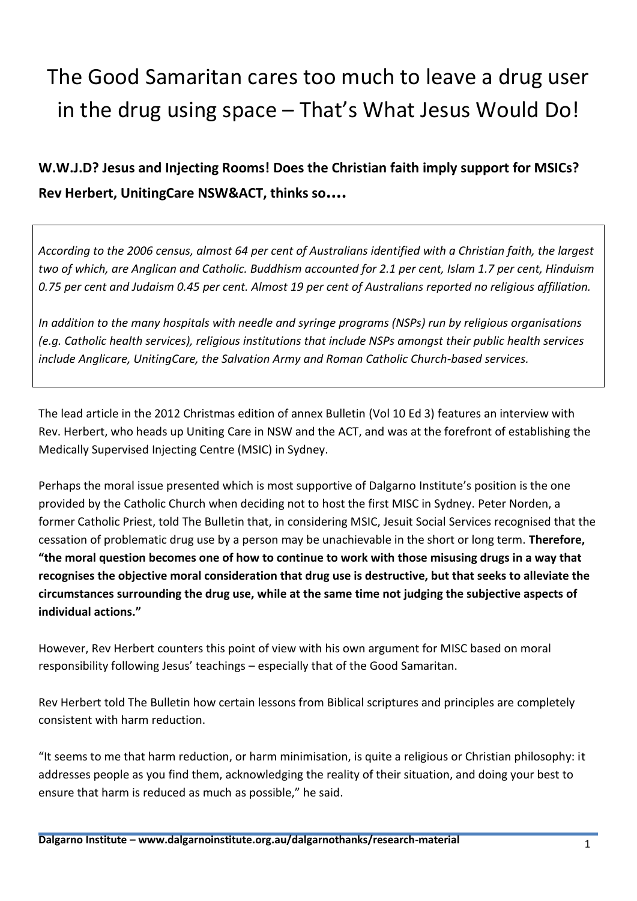# The Good Samaritan cares too much to leave a drug user in the drug using space – That's What Jesus Would Do!

**W.W.J.D? Jesus and Injecting Rooms! Does the Christian faith imply support for MSICs? Rev Herbert, UnitingCare NSW&ACT, thinks so....**

> *According to the 2006 census, almost 64 per cent of Australians identified with a Christian faith, the largest two of which, are Anglican and Catholic. Buddhism accounted for 2.1 per cent, Islam 1.7 per cent, Hinduism 0.75 per cent and Judaism 0.45 per cent. Almost 19 per cent of Australians reported no religious affiliation.*
>
> *In addition to the many hospitals with needle and syringe programs (NSPs) run by religious organisations (e.g. Catholic health services), religious institutions that include NSPs amongst their public health services include Anglicare, UnitingCare, the Salvation Army and Roman Catholic Church-based services.*

The lead article in the 2012 Christmas edition of annex Bulletin (Vol 10 Ed 3) features an interview with Rev. Herbert, who heads up Uniting Care in NSW and the ACT, and was at the forefront of establishing the Medically Supervised Injecting Centre (MSIC) in Sydney.

Perhaps the moral issue presented which is most supportive of Dalgarno Institute's position is the one provided by the Catholic Church when deciding not to host the first MISC in Sydney. Peter Norden, a former Catholic Priest, told The Bulletin that, in considering MSIC, Jesuit Social Services recognised that the cessation of problematic drug use by a person may be unachievable in the short or long term. **Therefore, "the moral question becomes one of how to continue to work with those misusing drugs in a way that recognises the objective moral consideration that drug use is destructive, but that seeks to alleviate the circumstances surrounding the drug use, while at the same time not judging the subjective aspects of individual actions."**

However, Rev Herbert counters this point of view with his own argument for MISC based on moral responsibility following Jesus' teachings – especially that of the Good Samaritan.

Rev Herbert told The Bulletin how certain lessons from Biblical scriptures and principles are completely consistent with harm reduction.

"It seems to me that harm reduction, or harm minimisation, is quite a religious or Christian philosophy: it addresses people as you find them, acknowledging the reality of their situation, and doing your best to ensure that harm is reduced as much as possible," he said.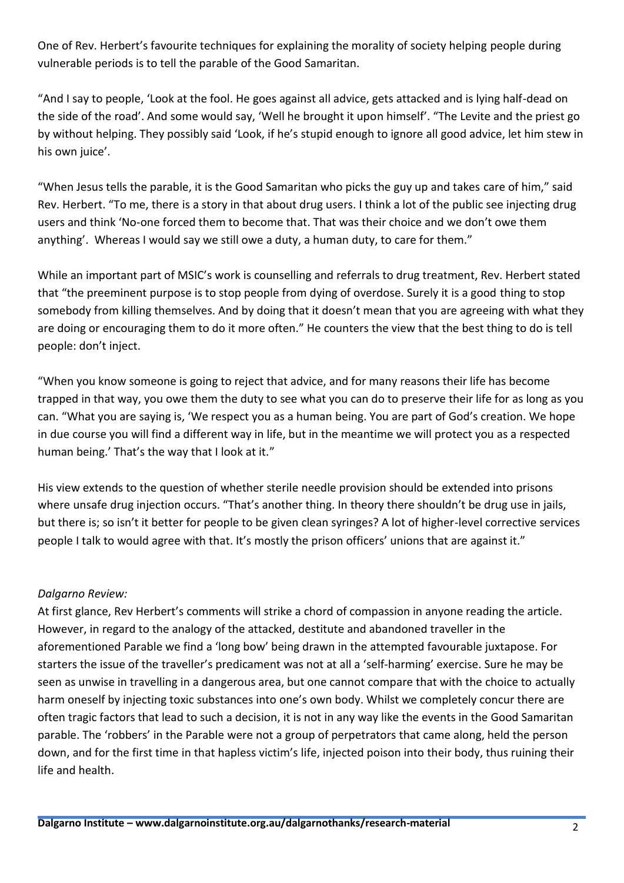One of Rev. Herbert's favourite techniques for explaining the morality of society helping people during vulnerable periods is to tell the parable of the Good Samaritan.

"And I say to people, 'Look at the fool. He goes against all advice, gets attacked and is lying half-dead on the side of the road'. And some would say, 'Well he brought it upon himself'. "The Levite and the priest go by without helping. They possibly said 'Look, if he's stupid enough to ignore all good advice, let him stew in his own juice'.

"When Jesus tells the parable, it is the Good Samaritan who picks the guy up and takes care of him," said Rev. Herbert. "To me, there is a story in that about drug users. I think a lot of the public see injecting drug users and think 'No-one forced them to become that. That was their choice and we don't owe them anything'. Whereas I would say we still owe a duty, a human duty, to care for them."

While an important part of MSIC's work is counselling and referrals to drug treatment, Rev. Herbert stated that "the preeminent purpose is to stop people from dying of overdose. Surely it is a good thing to stop somebody from killing themselves. And by doing that it doesn't mean that you are agreeing with what they are doing or encouraging them to do it more often." He counters the view that the best thing to do is tell people: don't inject.

"When you know someone is going to reject that advice, and for many reasons their life has become trapped in that way, you owe them the duty to see what you can do to preserve their life for as long as you can. "What you are saying is, 'We respect you as a human being. You are part of God's creation. We hope in due course you will find a different way in life, but in the meantime we will protect you as a respected human being.' That's the way that I look at it."

His view extends to the question of whether sterile needle provision should be extended into prisons where unsafe drug injection occurs. "That's another thing. In theory there shouldn't be drug use in jails, but there is; so isn't it better for people to be given clean syringes? A lot of higher-level corrective services people I talk to would agree with that. It's mostly the prison officers' unions that are against it."

*Dalgarno Review:*

At first glance, Rev Herbert's comments will strike a chord of compassion in anyone reading the article. However, in regard to the analogy of the attacked, destitute and abandoned traveller in the aforementioned Parable we find a 'long bow' being drawn in the attempted favourable juxtapose. For starters the issue of the traveller's predicament was not at all a 'self-harming' exercise. Sure he may be seen as unwise in travelling in a dangerous area, but one cannot compare that with the choice to actually harm oneself by injecting toxic substances into one's own body. Whilst we completely concur there are often tragic factors that lead to such a decision, it is not in any way like the events in the Good Samaritan parable. The 'robbers' in the Parable were not a group of perpetrators that came along, held the person down, and for the first time in that hapless victim's life, injected poison into their body, thus ruining their life and health.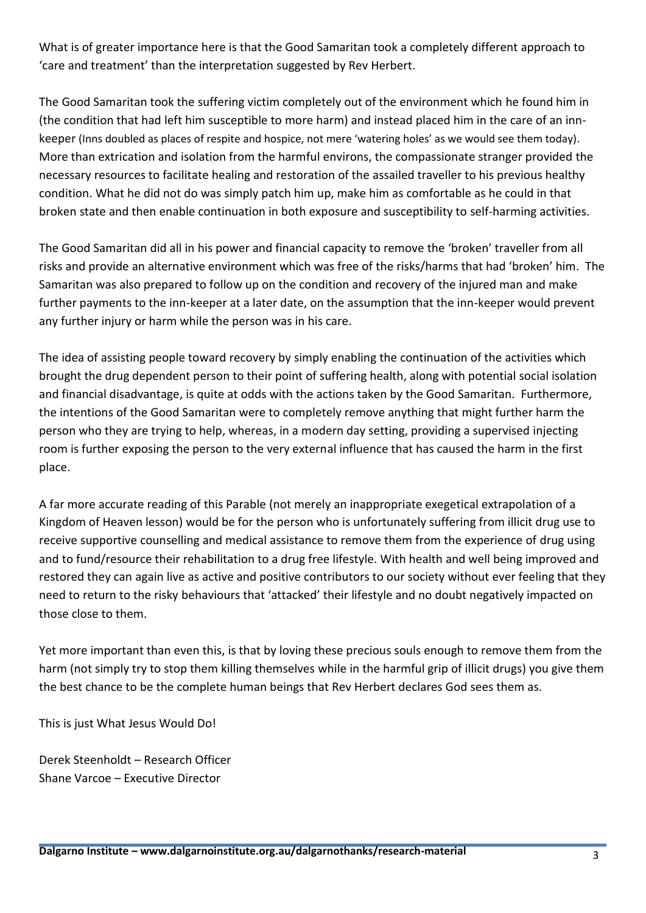What is of greater importance here is that the Good Samaritan took a completely different approach to 'care and treatment' than the interpretation suggested by Rev Herbert.

The Good Samaritan took the suffering victim completely out of the environment which he found him in (the condition that had left him susceptible to more harm) and instead placed him in the care of an inn-keeper (Inns doubled as places of respite and hospice, not mere 'watering holes' as we would see them today). More than extrication and isolation from the harmful environs, the compassionate stranger provided the necessary resources to facilitate healing and restoration of the assailed traveller to his previous healthy condition. What he did not do was simply patch him up, make him as comfortable as he could in that broken state and then enable continuation in both exposure and susceptibility to self-harming activities.

The Good Samaritan did all in his power and financial capacity to remove the 'broken' traveller from all risks and provide an alternative environment which was free of the risks/harms that had 'broken' him. The Samaritan was also prepared to follow up on the condition and recovery of the injured man and make further payments to the inn-keeper at a later date, on the assumption that the inn-keeper would prevent any further injury or harm while the person was in his care.

The idea of assisting people toward recovery by simply enabling the continuation of the activities which brought the drug dependent person to their point of suffering health, along with potential social isolation and financial disadvantage, is quite at odds with the actions taken by the Good Samaritan. Furthermore, the intentions of the Good Samaritan were to completely remove anything that might further harm the person who they are trying to help, whereas, in a modern day setting, providing a supervised injecting room is further exposing the person to the very external influence that has caused the harm in the first place.

A far more accurate reading of this Parable (not merely an inappropriate exegetical extrapolation of a Kingdom of Heaven lesson) would be for the person who is unfortunately suffering from illicit drug use to receive supportive counselling and medical assistance to remove them from the experience of drug using and to fund/resource their rehabilitation to a drug free lifestyle. With health and well being improved and restored they can again live as active and positive contributors to our society without ever feeling that they need to return to the risky behaviours that 'attacked' their lifestyle and no doubt negatively impacted on those close to them.

Yet more important than even this, is that by loving these precious souls enough to remove them from the harm (not simply try to stop them killing themselves while in the harmful grip of illicit drugs) you give them the best chance to be the complete human beings that Rev Herbert declares God sees them as.

This is just What Jesus Would Do!

Derek Steenholdt – Research Officer
Shane Varcoe – Executive Director